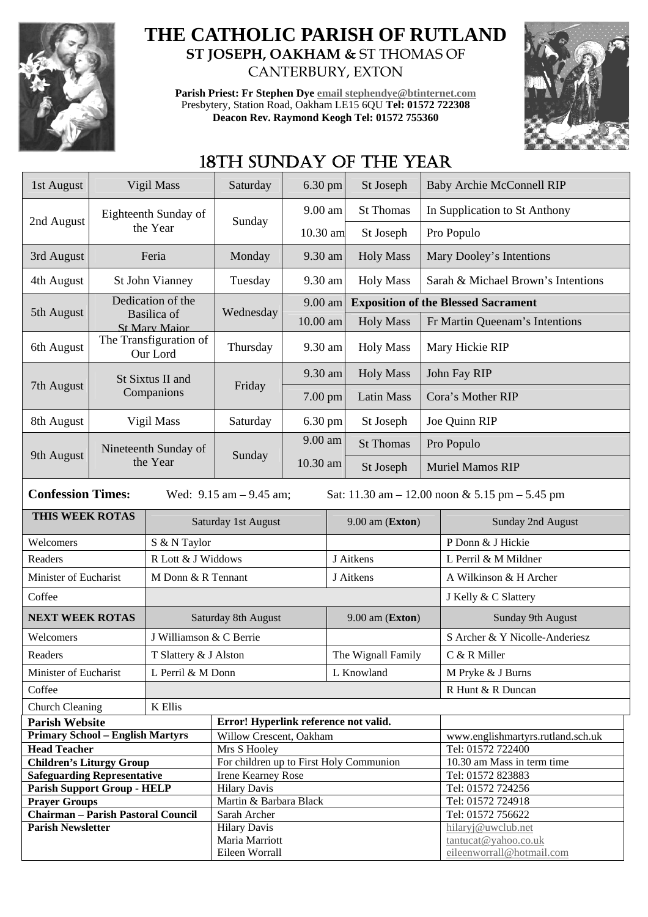# THE CATHOLIC PARISH OF RUTLAND

**ST JOSEPH, OAKHAM &** ST THOMAS OF CANTERBURY, EXTON

**Parish Priest: Fr Stephen Dye email stephendye@btinternet.com**
Presbytery, Station Road, Oakham LE15 6QU **Tel: 01572 722308**
**Deacon Rev. Raymond Keogh Tel: 01572 755360**

## 18TH SUNDAY OF THE YEAR

| | | | | | |
|---|---|---|---|---|---|
| 1st August | Vigil Mass | Saturday | 6.30 pm | St Joseph | Baby Archie McConnell RIP |
| 2nd August | Eighteenth Sunday of the Year | Sunday | 9.00 am | St Thomas | In Supplication to St Anthony |
| | | | 10.30 am | St Joseph | Pro Populo |
| 3rd August | Feria | Monday | 9.30 am | Holy Mass | Mary Dooley's Intentions |
| 4th August | St John Vianney | Tuesday | 9.30 am | Holy Mass | Sarah & Michael Brown's Intentions |
| 5th August | Dedication of the Basilica of St Mary Major | Wednesday | 9.00 am | **Exposition of the Blessed Sacrament** | |
| | | | 10.00 am | Holy Mass | Fr Martin Queenam's Intentions |
| 6th August | The Transfiguration of Our Lord | Thursday | 9.30 am | Holy Mass | Mary Hickie RIP |
| 7th August | St Sixtus II and Companions | Friday | 9.30 am | Holy Mass | John Fay RIP |
| | | | 7.00 pm | Latin Mass | Cora's Mother RIP |
| 8th August | Vigil Mass | Saturday | 6.30 pm | St Joseph | Joe Quinn RIP |
| 9th August | Nineteenth Sunday of the Year | Sunday | 9.00 am | St Thomas | Pro Populo |
| | | | 10.30 am | St Joseph | Muriel Mamos RIP |

**Confession Times:** Wed: 9.15 am – 9.45 am; Sat: 11.30 am – 12.00 noon & 5.15 pm – 5.45 pm

| THIS WEEK ROTAS | Saturday 1st August | 9.00 am (**Exton**) | Sunday 2nd August |
|---|---|---|---|
| Welcomers | S & N Taylor | | P Donn & J Hickie |
| Readers | R Lott & J Widdows | J Aitkens | L Perril & M Mildner |
| Minister of Eucharist | M Donn & R Tennant | J Aitkens | A Wilkinson & H Archer |
| Coffee | | | J Kelly & C Slattery |
| **NEXT WEEK ROTAS** | Saturday 8th August | 9.00 am (**Exton**) | Sunday 9th August |
| Welcomers | J Williamson & C Berrie | | S Archer & Y Nicolle-Anderiesz |
| Readers | T Slattery & J Alston | The Wignall Family | C & R Miller |
| Minister of Eucharist | L Perril & M Donn | L Knowland | M Pryke & J Burns |
| Coffee | | | R Hunt & R Duncan |
| Church Cleaning | K Ellis | | |

| | | |
|---|---|---|
| **Parish Website** | **Error! Hyperlink reference not valid.** | |
| **Primary School – English Martyrs** | Willow Crescent, Oakham | www.englishmartyrs.rutland.sch.uk |
| **Head Teacher** | Mrs S Hooley | Tel: 01572 722400 |
| **Children's Liturgy Group** | For children up to First Holy Communion | 10.30 am Mass in term time |
| **Safeguarding Representative** | Irene Kearney Rose | Tel: 01572 823883 |
| **Parish Support Group - HELP** | Hilary Davis | Tel: 01572 724256 |
| **Prayer Groups** | Martin & Barbara Black | Tel: 01572 724918 |
| **Chairman – Parish Pastoral Council** | Sarah Archer | Tel: 01572 756622 |
| **Parish Newsletter** | Hilary Davis<br>Maria Marriott<br>Eileen Worrall | hilaryj@uwclub.net<br>tantucat@yahoo.co.uk<br>eileenworrall@hotmail.com |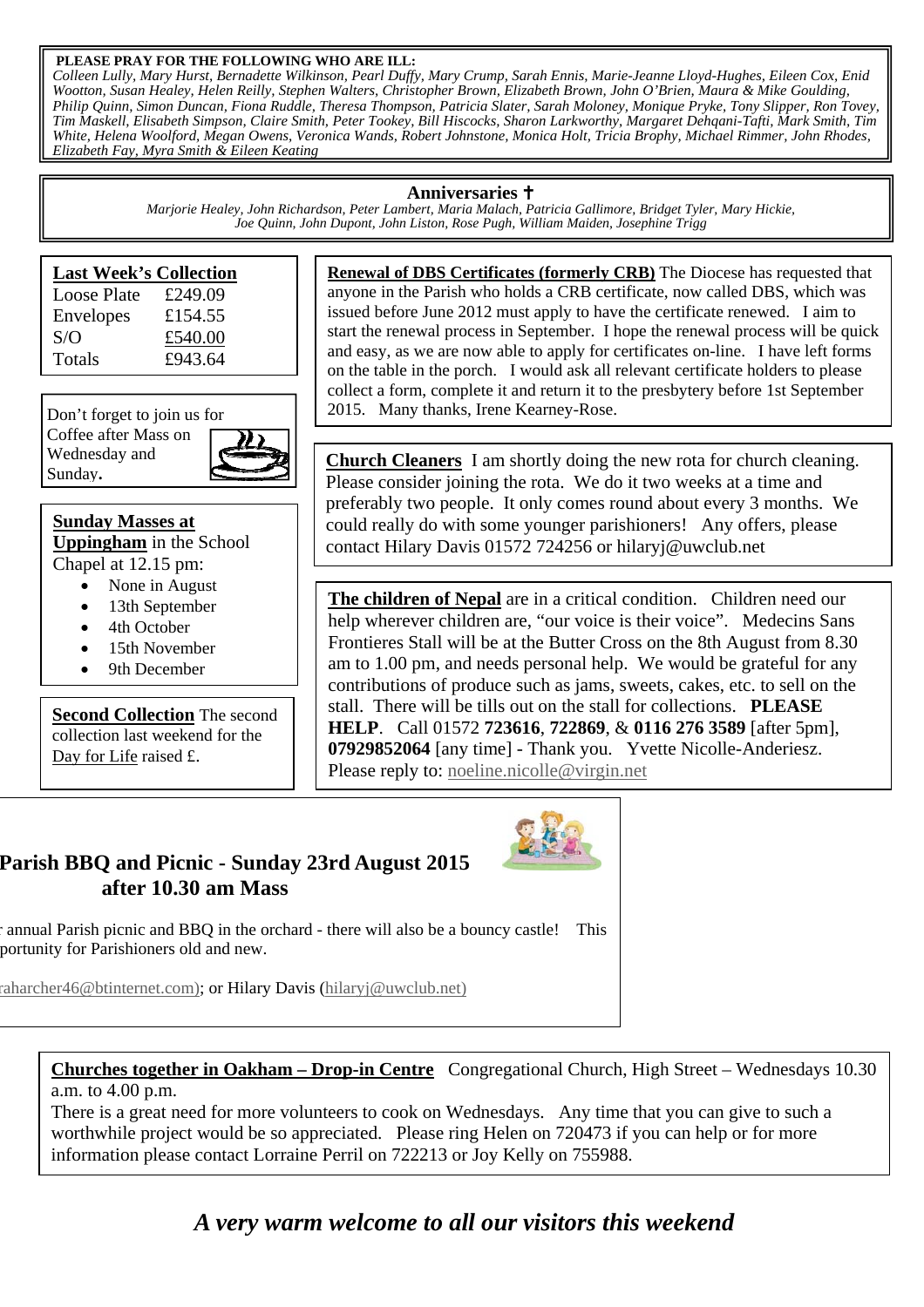**PLEASE PRAY FOR THE FOLLOWING WHO ARE ILL:**
*Colleen Lully, Mary Hurst, Bernadette Wilkinson, Pearl Duffy, Mary Crump, Sarah Ennis, Marie-Jeanne Lloyd-Hughes, Eileen Cox, Enid Wootton, Susan Healey, Helen Reilly, Stephen Walters, Christopher Brown, Elizabeth Brown, John O'Brien, Maura & Mike Goulding, Philip Quinn, Simon Duncan, Fiona Ruddle, Theresa Thompson, Patricia Slater, Sarah Moloney, Monique Pryke, Tony Slipper, Ron Tovey, Tim Maskell, Elisabeth Simpson, Claire Smith, Peter Tookey, Bill Hiscocks, Sharon Larkworthy, Margaret Dehqani-Tafti, Mark Smith, Tim White, Helena Woolford, Megan Owens, Veronica Wands, Robert Johnstone, Monica Holt, Tricia Brophy, Michael Rimmer, John Rhodes, Elizabeth Fay, Myra Smith & Eileen Keating*

**Anniversaries ✝**
*Marjorie Healey, John Richardson, Peter Lambert, Maria Malach, Patricia Gallimore, Bridget Tyler, Mary Hickie, Joe Quinn, John Dupont, John Liston, Rose Pugh, William Maiden, Josephine Trigg*

**Last Week's Collection**

| | |
|---|---|
| Loose Plate | £249.09 |
| Envelopes | £154.55 |
| S/O | £540.00 |
| Totals | £943.64 |

Don't forget to join us for Coffee after Mass on Wednesday and Sunday.

**Sunday Masses at Uppingham** in the School Chapel at 12.15 pm:

- None in August
- 13th September
- 4th October
- 15th November
- 9th December

**Second Collection** The second collection last weekend for the Day for Life raised £.

**Renewal of DBS Certificates (formerly CRB)** The Diocese has requested that anyone in the Parish who holds a CRB certificate, now called DBS, which was issued before June 2012 must apply to have the certificate renewed. I aim to start the renewal process in September. I hope the renewal process will be quick and easy, as we are now able to apply for certificates on-line. I have left forms on the table in the porch. I would ask all relevant certificate holders to please collect a form, complete it and return it to the presbytery before 1st September 2015. Many thanks, Irene Kearney-Rose.

**Church Cleaners** I am shortly doing the new rota for church cleaning. Please consider joining the rota. We do it two weeks at a time and preferably two people. It only comes round about every 3 months. We could really do with some younger parishioners! Any offers, please contact Hilary Davis 01572 724256 or hilaryj@uwclub.net

**The children of Nepal** are in a critical condition. Children need our help wherever children are, "our voice is their voice". Medecins Sans Frontieres Stall will be at the Butter Cross on the 8th August from 8.30 am to 1.00 pm, and needs personal help. We would be grateful for any contributions of produce such as jams, sweets, cakes, etc. to sell on the stall. There will be tills out on the stall for collections. **PLEASE HELP**. Call 01572 **723616**, **722869**, & **0116 276 3589** [after 5pm], **07929852064** [any time] - Thank you. Yvette Nicolle-Anderiesz. Please reply to: noeline.nicolle@virgin.net

## Parish BBQ and Picnic - Sunday 23rd August 2015 after 10.30 am Mass

r annual Parish picnic and BBQ in the orchard - there will also be a bouncy castle! This portunity for Parishioners old and new.

raharcher46@btinternet.com); or Hilary Davis (hilaryj@uwclub.net)

**Churches together in Oakham – Drop-in Centre** Congregational Church, High Street – Wednesdays 10.30 a.m. to 4.00 p.m.
There is a great need for more volunteers to cook on Wednesdays. Any time that you can give to such a worthwhile project would be so appreciated. Please ring Helen on 720473 if you can help or for more information please contact Lorraine Perril on 722213 or Joy Kelly on 755988.

***A very warm welcome to all our visitors this weekend***